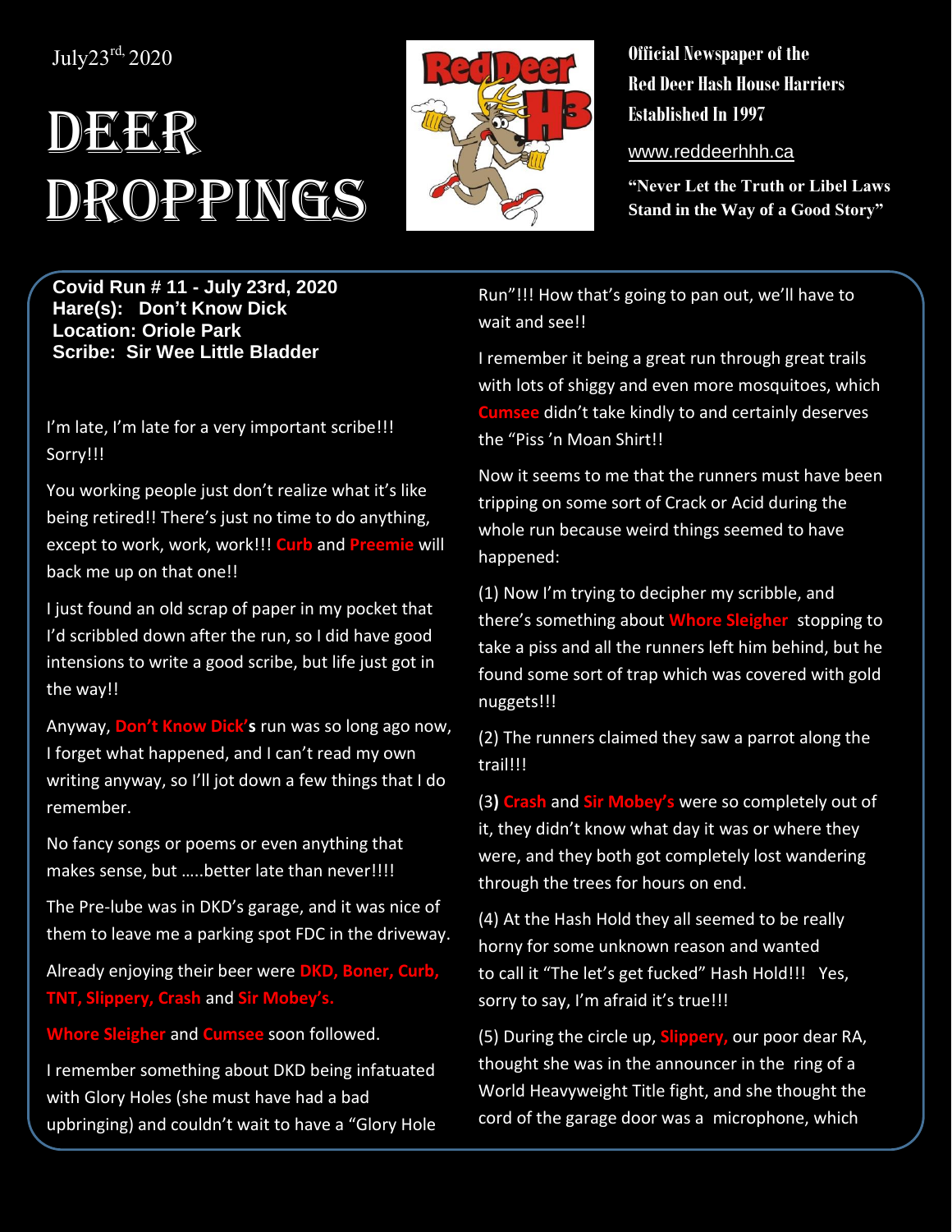July23[rd], 2020

# DEER DROPPINGS

**Official Newspaper of the Red Deer Hash House Harriers Established In 1997**

www.reddeerhhh.ca

**"Never Let the Truth or Libel Laws Stand in the Way of a Good Story"**

**Covid Run # 11 - July 23rd, 2020**
**Hare(s): Don't Know Dick**
**Location: Oriole Park**
**Scribe: Sir Wee Little Bladder**

I'm late, I'm late for a very important scribe!!! Sorry!!!

You working people just don't realize what it's like being retired!! There's just no time to do anything, except to work, work, work!!! **Curb** and **Preemie** will back me up on that one!!

I just found an old scrap of paper in my pocket that I'd scribbled down after the run, so I did have good intensions to write a good scribe, but life just got in the way!!

Anyway, **Don't Know Dick's** run was so long ago now, I forget what happened, and I can't read my own writing anyway, so I'll jot down a few things that I do remember.

No fancy songs or poems or even anything that makes sense, but …..better late than never!!!!

The Pre-lube was in DKD's garage, and it was nice of them to leave me a parking spot FDC in the driveway.

Already enjoying their beer were **DKD, Boner, Curb, TNT, Slippery, Crash** and **Sir Mobey's.**

**Whore Sleigher** and **Cumsee** soon followed.

I remember something about DKD being infatuated with Glory Holes (she must have had a bad upbringing) and couldn't wait to have a "Glory Hole Run"!!! How that's going to pan out, we'll have to wait and see!!

I remember it being a great run through great trails with lots of shiggy and even more mosquitoes, which **Cumsee** didn't take kindly to and certainly deserves the "Piss 'n Moan Shirt!!

Now it seems to me that the runners must have been tripping on some sort of Crack or Acid during the whole run because weird things seemed to have happened:

(1) Now I'm trying to decipher my scribble, and there's something about **Whore Sleigher** stopping to take a piss and all the runners left him behind, but he found some sort of trap which was covered with gold nuggets!!!

(2) The runners claimed they saw a parrot along the trail!!!

(3**) Crash** and **Sir Mobey's** were so completely out of it, they didn't know what day it was or where they were, and they both got completely lost wandering through the trees for hours on end.

(4) At the Hash Hold they all seemed to be really horny for some unknown reason and wanted to call it "The let's get fucked" Hash Hold!!! Yes, sorry to say, I'm afraid it's true!!!

(5) During the circle up, **Slippery,** our poor dear RA, thought she was in the announcer in the ring of a World Heavyweight Title fight, and she thought the cord of the garage door was a microphone, which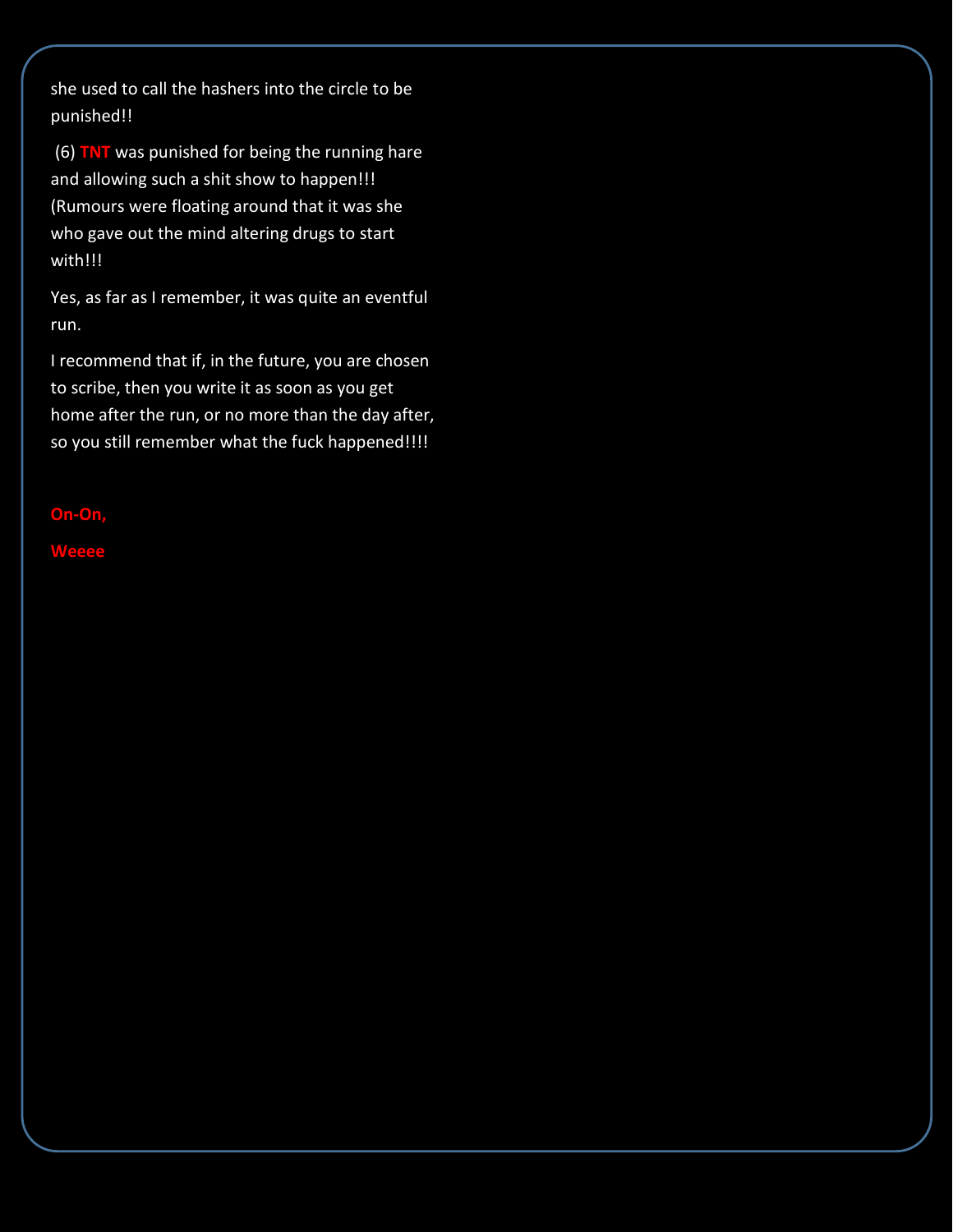she used to call the hashers into the circle to be punished!!

(6) **TNT** was punished for being the running hare and allowing such a shit show to happen!!! (Rumours were floating around that it was she who gave out the mind altering drugs to start with!!!

Yes, as far as I remember, it was quite an eventful run.

I recommend that if, in the future, you are chosen to scribe, then you write it as soon as you get home after the run, or no more than the day after, so you still remember what the fuck happened!!!!

**On-On,**

**Weeee**